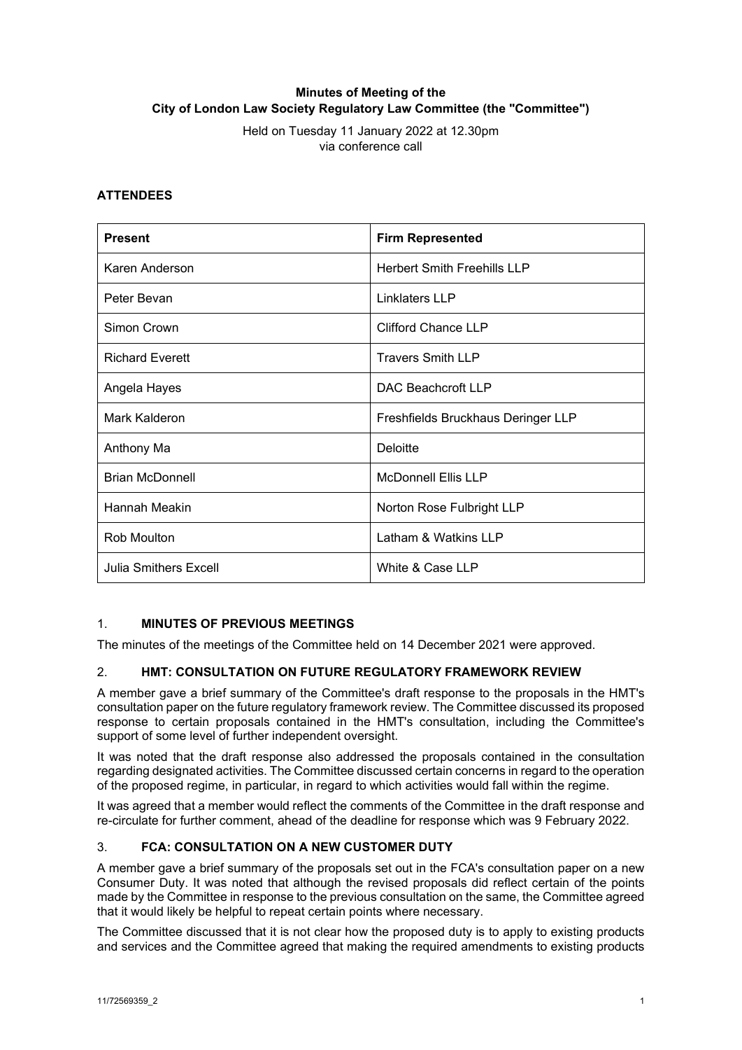**Minutes of Meeting of the**
**City of London Law Society Regulatory Law Committee (the "Committee")**

Held on Tuesday 11 January 2022 at 12.30pm
via conference call

## ATTENDEES

| Present | Firm Represented |
|---|---|
| Karen Anderson | Herbert Smith Freehills LLP |
| Peter Bevan | Linklaters LLP |
| Simon Crown | Clifford Chance LLP |
| Richard Everett | Travers Smith LLP |
| Angela Hayes | DAC Beachcroft LLP |
| Mark Kalderon | Freshfields Bruckhaus Deringer LLP |
| Anthony Ma | Deloitte |
| Brian McDonnell | McDonnell Ellis LLP |
| Hannah Meakin | Norton Rose Fulbright LLP |
| Rob Moulton | Latham & Watkins LLP |
| Julia Smithers Excell | White & Case LLP |

## 1. MINUTES OF PREVIOUS MEETINGS

The minutes of the meetings of the Committee held on 14 December 2021 were approved.

## 2. HMT: CONSULTATION ON FUTURE REGULATORY FRAMEWORK REVIEW

A member gave a brief summary of the Committee's draft response to the proposals in the HMT's consultation paper on the future regulatory framework review. The Committee discussed its proposed response to certain proposals contained in the HMT's consultation, including the Committee's support of some level of further independent oversight.

It was noted that the draft response also addressed the proposals contained in the consultation regarding designated activities. The Committee discussed certain concerns in regard to the operation of the proposed regime, in particular, in regard to which activities would fall within the regime.

It was agreed that a member would reflect the comments of the Committee in the draft response and re-circulate for further comment, ahead of the deadline for response which was 9 February 2022.

## 3. FCA: CONSULTATION ON A NEW CUSTOMER DUTY

A member gave a brief summary of the proposals set out in the FCA's consultation paper on a new Consumer Duty. It was noted that although the revised proposals did reflect certain of the points made by the Committee in response to the previous consultation on the same, the Committee agreed that it would likely be helpful to repeat certain points where necessary.

The Committee discussed that it is not clear how the proposed duty is to apply to existing products and services and the Committee agreed that making the required amendments to existing products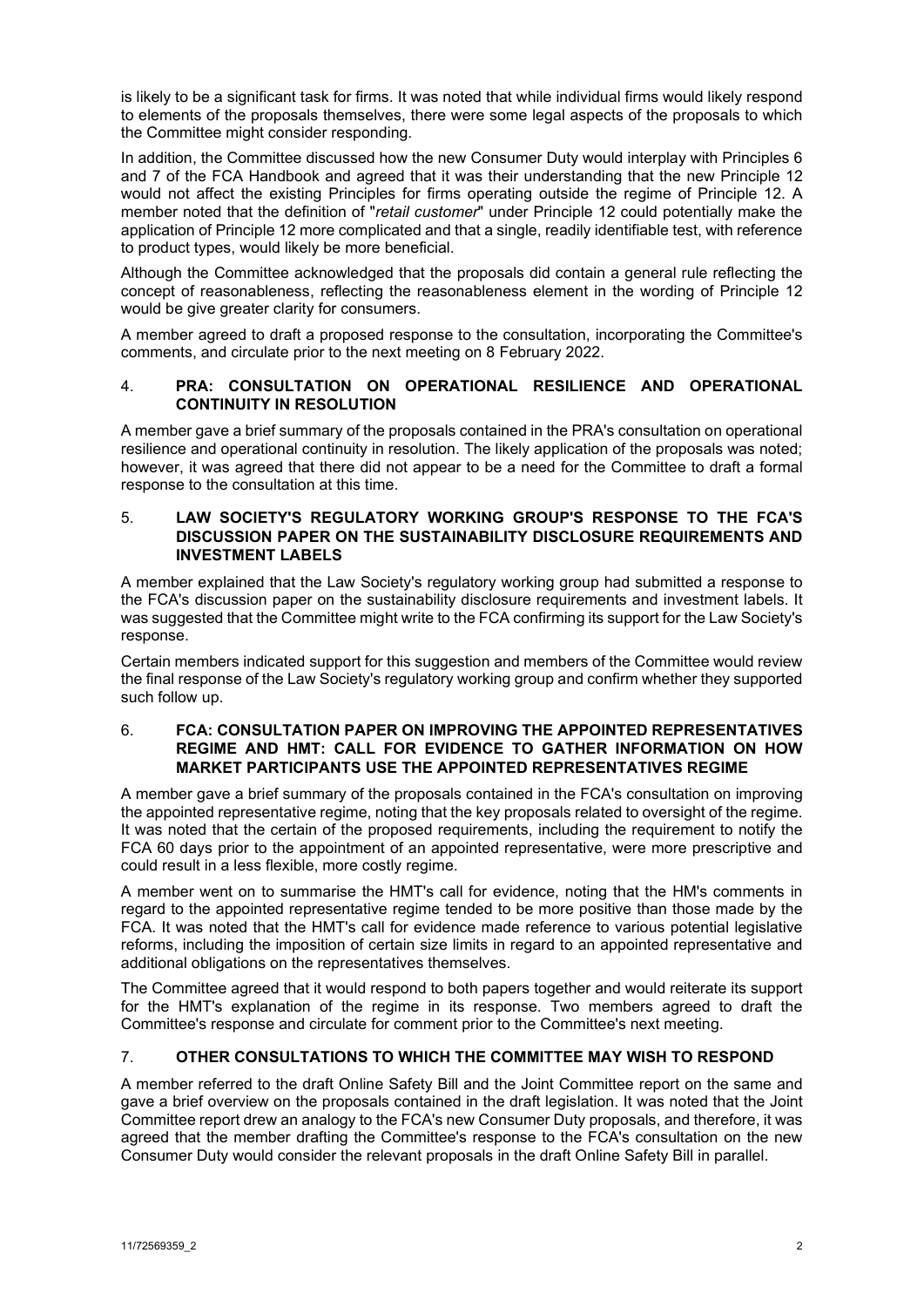is likely to be a significant task for firms. It was noted that while individual firms would likely respond to elements of the proposals themselves, there were some legal aspects of the proposals to which the Committee might consider responding.

In addition, the Committee discussed how the new Consumer Duty would interplay with Principles 6 and 7 of the FCA Handbook and agreed that it was their understanding that the new Principle 12 would not affect the existing Principles for firms operating outside the regime of Principle 12. A member noted that the definition of "*retail customer*" under Principle 12 could potentially make the application of Principle 12 more complicated and that a single, readily identifiable test, with reference to product types, would likely be more beneficial.

Although the Committee acknowledged that the proposals did contain a general rule reflecting the concept of reasonableness, reflecting the reasonableness element in the wording of Principle 12 would be give greater clarity for consumers.

A member agreed to draft a proposed response to the consultation, incorporating the Committee's comments, and circulate prior to the next meeting on 8 February 2022.

## 4. PRA: CONSULTATION ON OPERATIONAL RESILIENCE AND OPERATIONAL CONTINUITY IN RESOLUTION

A member gave a brief summary of the proposals contained in the PRA's consultation on operational resilience and operational continuity in resolution. The likely application of the proposals was noted; however, it was agreed that there did not appear to be a need for the Committee to draft a formal response to the consultation at this time.

## 5. LAW SOCIETY'S REGULATORY WORKING GROUP'S RESPONSE TO THE FCA'S DISCUSSION PAPER ON THE SUSTAINABILITY DISCLOSURE REQUIREMENTS AND INVESTMENT LABELS

A member explained that the Law Society's regulatory working group had submitted a response to the FCA's discussion paper on the sustainability disclosure requirements and investment labels. It was suggested that the Committee might write to the FCA confirming its support for the Law Society's response.

Certain members indicated support for this suggestion and members of the Committee would review the final response of the Law Society's regulatory working group and confirm whether they supported such follow up.

## 6. FCA: CONSULTATION PAPER ON IMPROVING THE APPOINTED REPRESENTATIVES REGIME AND HMT: CALL FOR EVIDENCE TO GATHER INFORMATION ON HOW MARKET PARTICIPANTS USE THE APPOINTED REPRESENTATIVES REGIME

A member gave a brief summary of the proposals contained in the FCA's consultation on improving the appointed representative regime, noting that the key proposals related to oversight of the regime. It was noted that the certain of the proposed requirements, including the requirement to notify the FCA 60 days prior to the appointment of an appointed representative, were more prescriptive and could result in a less flexible, more costly regime.

A member went on to summarise the HMT's call for evidence, noting that the HM's comments in regard to the appointed representative regime tended to be more positive than those made by the FCA. It was noted that the HMT's call for evidence made reference to various potential legislative reforms, including the imposition of certain size limits in regard to an appointed representative and additional obligations on the representatives themselves.

The Committee agreed that it would respond to both papers together and would reiterate its support for the HMT's explanation of the regime in its response. Two members agreed to draft the Committee's response and circulate for comment prior to the Committee's next meeting.

## 7. OTHER CONSULTATIONS TO WHICH THE COMMITTEE MAY WISH TO RESPOND

A member referred to the draft Online Safety Bill and the Joint Committee report on the same and gave a brief overview on the proposals contained in the draft legislation. It was noted that the Joint Committee report drew an analogy to the FCA's new Consumer Duty proposals, and therefore, it was agreed that the member drafting the Committee's response to the FCA's consultation on the new Consumer Duty would consider the relevant proposals in the draft Online Safety Bill in parallel.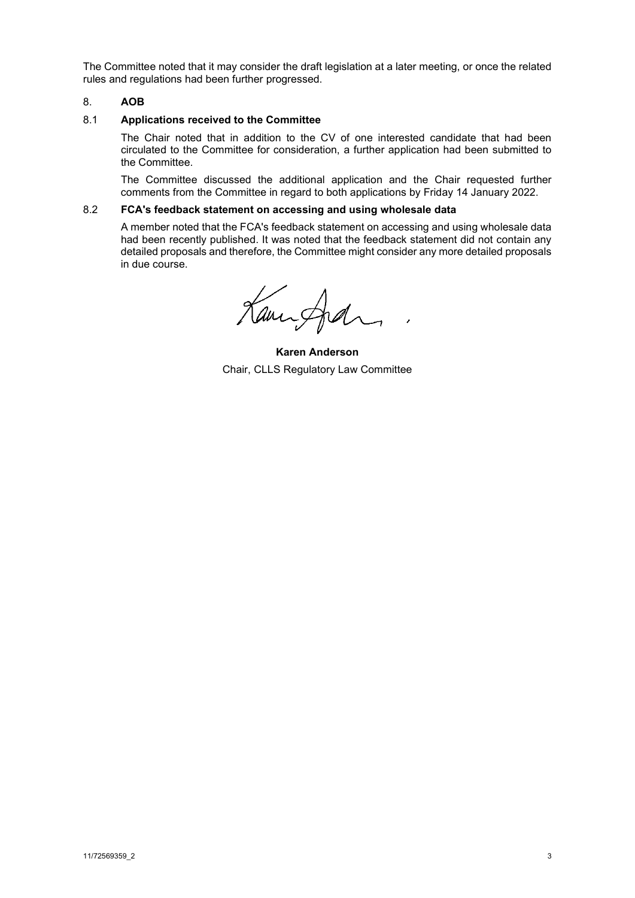The Committee noted that it may consider the draft legislation at a later meeting, or once the related rules and regulations had been further progressed.

8. **AOB**

8.1 **Applications received to the Committee**

The Chair noted that in addition to the CV of one interested candidate that had been circulated to the Committee for consideration, a further application had been submitted to the Committee.

The Committee discussed the additional application and the Chair requested further comments from the Committee in regard to both applications by Friday 14 January 2022.

8.2 **FCA's feedback statement on accessing and using wholesale data**

A member noted that the FCA's feedback statement on accessing and using wholesale data had been recently published. It was noted that the feedback statement did not contain any detailed proposals and therefore, the Committee might consider any more detailed proposals in due course.

**Karen Anderson**
Chair, CLLS Regulatory Law Committee

11/72569359_2